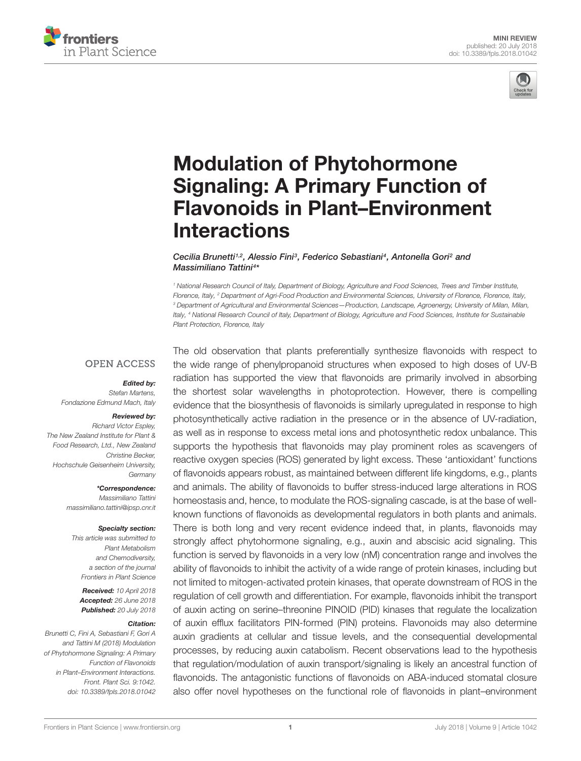MINI REVIEW
published: 20 July 2018
doi: 10.3389/fpls.2018.01042

# Modulation of Phytohormone Signaling: A Primary Function of Flavonoids in Plant–Environment Interactions

*Cecilia Brunetti[1,2], Alessio Fini[3], Federico Sebastiani[4], Antonella Gori[2] and Massimiliano Tattini[4]\**

[1] National Research Council of Italy, Department of Biology, Agriculture and Food Sciences, Trees and Timber Institute, Florence, Italy, [2] Department of Agri-Food Production and Environmental Sciences, University of Florence, Florence, Italy, [3] Department of Agricultural and Environmental Sciences—Production, Landscape, Agroenergy, University of Milan, Milan, Italy, [4] National Research Council of Italy, Department of Biology, Agriculture and Food Sciences, Institute for Sustainable Plant Protection, Florence, Italy

OPEN ACCESS

***Edited by:***
Stefan Martens,
Fondazione Edmund Mach, Italy

***Reviewed by:***
Richard Victor Espley,
The New Zealand Institute for Plant & Food Research, Ltd., New Zealand
Christine Becker,
Hochschule Geisenheim University, Germany

***\*Correspondence:***
Massimiliano Tattini
massimiliano.tattini@ipsp.cnr.it

***Specialty section:***
This article was submitted to Plant Metabolism and Chemodiversity, a section of the journal Frontiers in Plant Science

***Received:*** 10 April 2018
***Accepted:*** 26 June 2018
***Published:*** 20 July 2018

***Citation:***
Brunetti C, Fini A, Sebastiani F, Gori A and Tattini M (2018) Modulation of Phytohormone Signaling: A Primary Function of Flavonoids in Plant–Environment Interactions. Front. Plant Sci. 9:1042. doi: 10.3389/fpls.2018.01042

The old observation that plants preferentially synthesize flavonoids with respect to the wide range of phenylpropanoid structures when exposed to high doses of UV-B radiation has supported the view that flavonoids are primarily involved in absorbing the shortest solar wavelengths in photoprotection. However, there is compelling evidence that the biosynthesis of flavonoids is similarly upregulated in response to high photosynthetically active radiation in the presence or in the absence of UV-radiation, as well as in response to excess metal ions and photosynthetic redox unbalance. This supports the hypothesis that flavonoids may play prominent roles as scavengers of reactive oxygen species (ROS) generated by light excess. These 'antioxidant' functions of flavonoids appears robust, as maintained between different life kingdoms, e.g., plants and animals. The ability of flavonoids to buffer stress-induced large alterations in ROS homeostasis and, hence, to modulate the ROS-signaling cascade, is at the base of well-known functions of flavonoids as developmental regulators in both plants and animals. There is both long and very recent evidence indeed that, in plants, flavonoids may strongly affect phytohormone signaling, e.g., auxin and abscisic acid signaling. This function is served by flavonoids in a very low (nM) concentration range and involves the ability of flavonoids to inhibit the activity of a wide range of protein kinases, including but not limited to mitogen-activated protein kinases, that operate downstream of ROS in the regulation of cell growth and differentiation. For example, flavonoids inhibit the transport of auxin acting on serine–threonine PINOID (PID) kinases that regulate the localization of auxin efflux facilitators PIN-formed (PIN) proteins. Flavonoids may also determine auxin gradients at cellular and tissue levels, and the consequential developmental processes, by reducing auxin catabolism. Recent observations lead to the hypothesis that regulation/modulation of auxin transport/signaling is likely an ancestral function of flavonoids. The antagonistic functions of flavonoids on ABA-induced stomatal closure also offer novel hypotheses on the functional role of flavonoids in plant–environment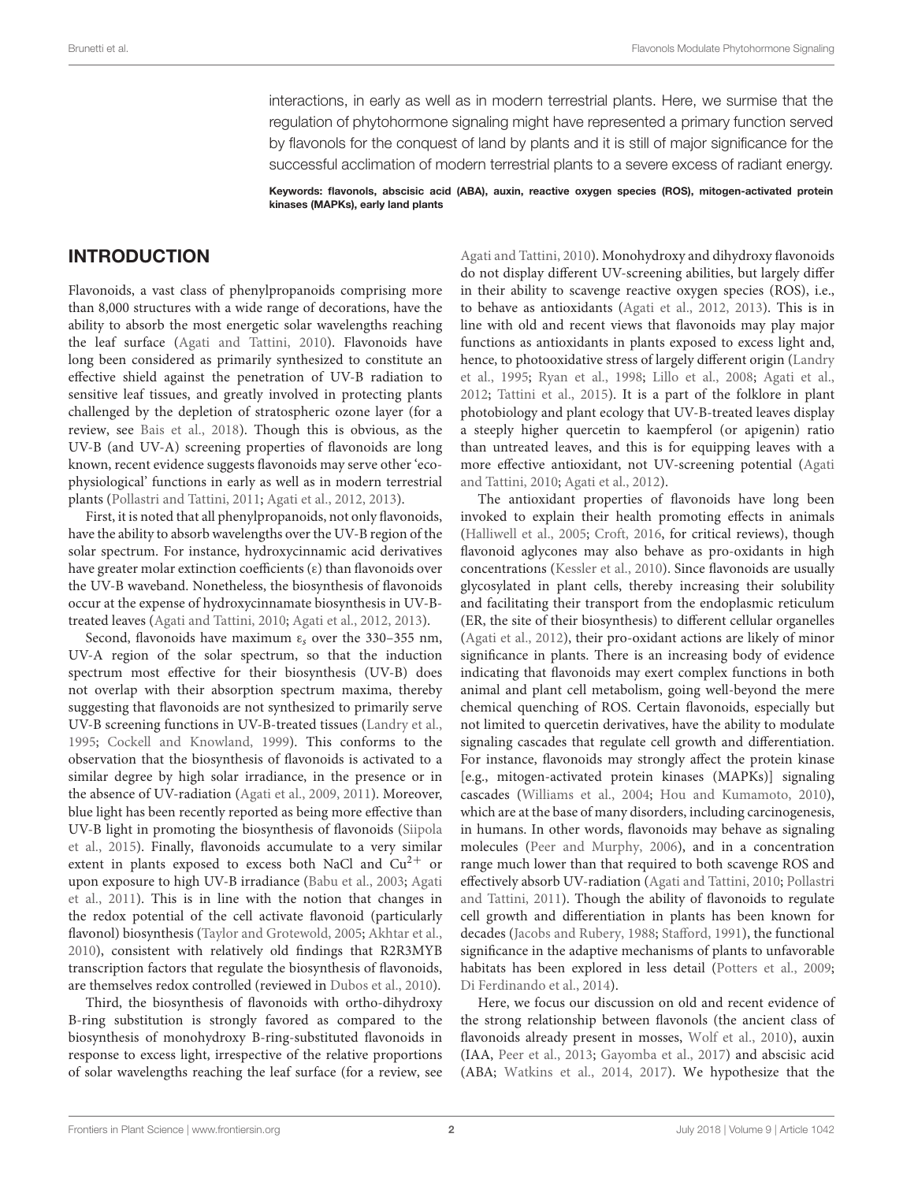interactions, in early as well as in modern terrestrial plants. Here, we surmise that the regulation of phytohormone signaling might have represented a primary function served by flavonols for the conquest of land by plants and it is still of major significance for the successful acclimation of modern terrestrial plants to a severe excess of radiant energy.

**Keywords: flavonols, abscisic acid (ABA), auxin, reactive oxygen species (ROS), mitogen-activated protein kinases (MAPKs), early land plants**

## INTRODUCTION

Flavonoids, a vast class of phenylpropanoids comprising more than 8,000 structures with a wide range of decorations, have the ability to absorb the most energetic solar wavelengths reaching the leaf surface (Agati and Tattini, 2010). Flavonoids have long been considered as primarily synthesized to constitute an effective shield against the penetration of UV-B radiation to sensitive leaf tissues, and greatly involved in protecting plants challenged by the depletion of stratospheric ozone layer (for a review, see Bais et al., 2018). Though this is obvious, as the UV-B (and UV-A) screening properties of flavonoids are long known, recent evidence suggests flavonoids may serve other 'eco-physiological' functions in early as well as in modern terrestrial plants (Pollastri and Tattini, 2011; Agati et al., 2012, 2013).

First, it is noted that all phenylpropanoids, not only flavonoids, have the ability to absorb wavelengths over the UV-B region of the solar spectrum. For instance, hydroxycinnamic acid derivatives have greater molar extinction coefficients (ε) than flavonoids over the UV-B waveband. Nonetheless, the biosynthesis of flavonoids occur at the expense of hydroxycinnamate biosynthesis in UV-B-treated leaves (Agati and Tattini, 2010; Agati et al., 2012, 2013).

Second, flavonoids have maximum $\varepsilon_s$ over the 330–355 nm, UV-A region of the solar spectrum, so that the induction spectrum most effective for their biosynthesis (UV-B) does not overlap with their absorption spectrum maxima, thereby suggesting that flavonoids are not synthesized to primarily serve UV-B screening functions in UV-B-treated tissues (Landry et al., 1995; Cockell and Knowland, 1999). This conforms to the observation that the biosynthesis of flavonoids is activated to a similar degree by high solar irradiance, in the presence or in the absence of UV-radiation (Agati et al., 2009, 2011). Moreover, blue light has been recently reported as being more effective than UV-B light in promoting the biosynthesis of flavonoids (Siipola et al., 2015). Finally, flavonoids accumulate to a very similar extent in plants exposed to excess both NaCl and $Cu^{2+}$ or upon exposure to high UV-B irradiance (Babu et al., 2003; Agati et al., 2011). This is in line with the notion that changes in the redox potential of the cell activate flavonoid (particularly flavonol) biosynthesis (Taylor and Grotewold, 2005; Akhtar et al., 2010), consistent with relatively old findings that R2R3MYB transcription factors that regulate the biosynthesis of flavonoids, are themselves redox controlled (reviewed in Dubos et al., 2010).

Third, the biosynthesis of flavonoids with ortho-dihydroxy B-ring substitution is strongly favored as compared to the biosynthesis of monohydroxy B-ring-substituted flavonoids in response to excess light, irrespective of the relative proportions of solar wavelengths reaching the leaf surface (for a review, see Agati and Tattini, 2010). Monohydroxy and dihydroxy flavonoids do not display different UV-screening abilities, but largely differ in their ability to scavenge reactive oxygen species (ROS), i.e., to behave as antioxidants (Agati et al., 2012, 2013). This is in line with old and recent views that flavonoids may play major functions as antioxidants in plants exposed to excess light and, hence, to photooxidative stress of largely different origin (Landry et al., 1995; Ryan et al., 1998; Lillo et al., 2008; Agati et al., 2012; Tattini et al., 2015). It is a part of the folklore in plant photobiology and plant ecology that UV-B-treated leaves display a steeply higher quercetin to kaempferol (or apigenin) ratio than untreated leaves, and this is for equipping leaves with a more effective antioxidant, not UV-screening potential (Agati and Tattini, 2010; Agati et al., 2012).

The antioxidant properties of flavonoids have long been invoked to explain their health promoting effects in animals (Halliwell et al., 2005; Croft, 2016, for critical reviews), though flavonoid aglycones may also behave as pro-oxidants in high concentrations (Kessler et al., 2010). Since flavonoids are usually glycosylated in plant cells, thereby increasing their solubility and facilitating their transport from the endoplasmic reticulum (ER, the site of their biosynthesis) to different cellular organelles (Agati et al., 2012), their pro-oxidant actions are likely of minor significance in plants. There is an increasing body of evidence indicating that flavonoids may exert complex functions in both animal and plant cell metabolism, going well-beyond the mere chemical quenching of ROS. Certain flavonoids, especially but not limited to quercetin derivatives, have the ability to modulate signaling cascades that regulate cell growth and differentiation. For instance, flavonoids may strongly affect the protein kinase [e.g., mitogen-activated protein kinases (MAPKs)] signaling cascades (Williams et al., 2004; Hou and Kumamoto, 2010), which are at the base of many disorders, including carcinogenesis, in humans. In other words, flavonoids may behave as signaling molecules (Peer and Murphy, 2006), and in a concentration range much lower than that required to both scavenge ROS and effectively absorb UV-radiation (Agati and Tattini, 2010; Pollastri and Tattini, 2011). Though the ability of flavonoids to regulate cell growth and differentiation in plants has been known for decades (Jacobs and Rubery, 1988; Stafford, 1991), the functional significance in the adaptive mechanisms of plants to unfavorable habitats has been explored in less detail (Potters et al., 2009; Di Ferdinando et al., 2014).

Here, we focus our discussion on old and recent evidence of the strong relationship between flavonols (the ancient class of flavonoids already present in mosses, Wolf et al., 2010), auxin (IAA, Peer et al., 2013; Gayomba et al., 2017) and abscisic acid (ABA; Watkins et al., 2014, 2017). We hypothesize that the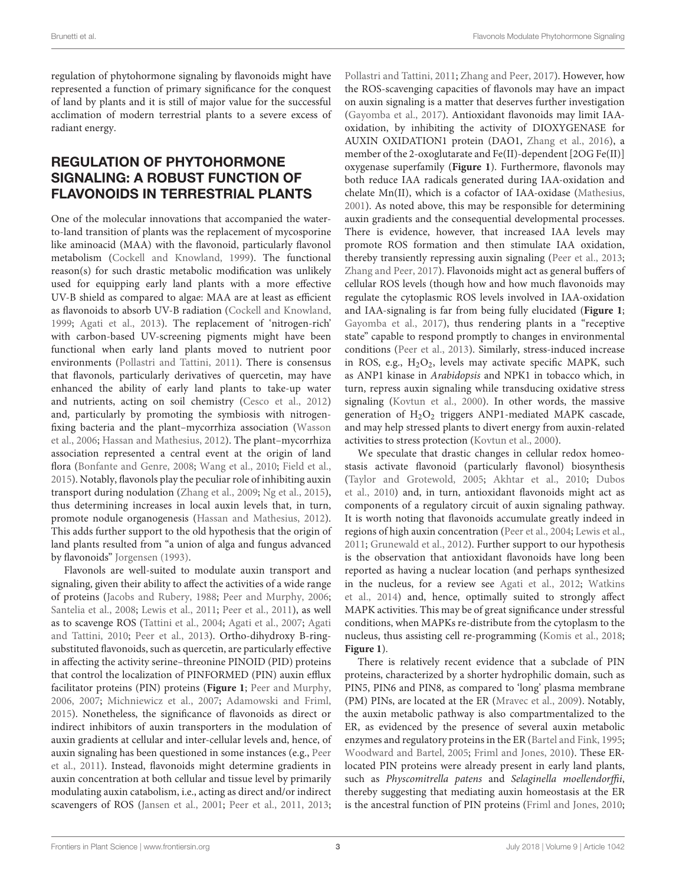regulation of phytohormone signaling by flavonoids might have represented a function of primary significance for the conquest of land by plants and it is still of major value for the successful acclimation of modern terrestrial plants to a severe excess of radiant energy.

## REGULATION OF PHYTOHORMONE SIGNALING: A ROBUST FUNCTION OF FLAVONOIDS IN TERRESTRIAL PLANTS

One of the molecular innovations that accompanied the water-to-land transition of plants was the replacement of mycosporine like aminoacid (MAA) with the flavonoid, particularly flavonol metabolism (Cockell and Knowland, 1999). The functional reason(s) for such drastic metabolic modification was unlikely used for equipping early land plants with a more effective UV-B shield as compared to algae: MAA are at least as efficient as flavonoids to absorb UV-B radiation (Cockell and Knowland, 1999; Agati et al., 2013). The replacement of 'nitrogen-rich' with carbon-based UV-screening pigments might have been functional when early land plants moved to nutrient poor environments (Pollastri and Tattini, 2011). There is consensus that flavonols, particularly derivatives of quercetin, may have enhanced the ability of early land plants to take-up water and nutrients, acting on soil chemistry (Cesco et al., 2012) and, particularly by promoting the symbiosis with nitrogen-fixing bacteria and the plant–mycorrhiza association (Wasson et al., 2006; Hassan and Mathesius, 2012). The plant–mycorrhiza association represented a central event at the origin of land flora (Bonfante and Genre, 2008; Wang et al., 2010; Field et al., 2015). Notably, flavonols play the peculiar role of inhibiting auxin transport during nodulation (Zhang et al., 2009; Ng et al., 2015), thus determining increases in local auxin levels that, in turn, promote nodule organogenesis (Hassan and Mathesius, 2012). This adds further support to the old hypothesis that the origin of land plants resulted from "a union of alga and fungus advanced by flavonoids" Jorgensen (1993).

Flavonols are well-suited to modulate auxin transport and signaling, given their ability to affect the activities of a wide range of proteins (Jacobs and Rubery, 1988; Peer and Murphy, 2006; Santelia et al., 2008; Lewis et al., 2011; Peer et al., 2011), as well as to scavenge ROS (Tattini et al., 2004; Agati et al., 2007; Agati and Tattini, 2010; Peer et al., 2013). Ortho-dihydroxy B-ring-substituted flavonoids, such as quercetin, are particularly effective in affecting the activity serine–threonine PINOID (PID) proteins that control the localization of PINFORMED (PIN) auxin efflux facilitator proteins (PIN) proteins (**Figure 1**; Peer and Murphy, 2006, 2007; Michniewicz et al., 2007; Adamowski and Friml, 2015). Nonetheless, the significance of flavonoids as direct or indirect inhibitors of auxin transporters in the modulation of auxin gradients at cellular and inter-cellular levels and, hence, of auxin signaling has been questioned in some instances (e.g., Peer et al., 2011). Instead, flavonoids might determine gradients in auxin concentration at both cellular and tissue level by primarily modulating auxin catabolism, i.e., acting as direct and/or indirect scavengers of ROS (Jansen et al., 2001; Peer et al., 2011, 2013; Pollastri and Tattini, 2011; Zhang and Peer, 2017). However, how the ROS-scavenging capacities of flavonols may have an impact on auxin signaling is a matter that deserves further investigation (Gayomba et al., 2017). Antioxidant flavonoids may limit IAA-oxidation, by inhibiting the activity of DIOXYGENASE for AUXIN OXIDATION1 protein (DAO1, Zhang et al., 2016), a member of the 2-oxoglutarate and Fe(II)-dependent [2OG Fe(II)] oxygenase superfamily (**Figure 1**). Furthermore, flavonols may both reduce IAA radicals generated during IAA-oxidation and chelate Mn(II), which is a cofactor of IAA-oxidase (Mathesius, 2001). As noted above, this may be responsible for determining auxin gradients and the consequential developmental processes. There is evidence, however, that increased IAA levels may promote ROS formation and then stimulate IAA oxidation, thereby transiently repressing auxin signaling (Peer et al., 2013; Zhang and Peer, 2017). Flavonoids might act as general buffers of cellular ROS levels (though how and how much flavonoids may regulate the cytoplasmic ROS levels involved in IAA-oxidation and IAA-signaling is far from being fully elucidated (**Figure 1**; Gayomba et al., 2017), thus rendering plants in a "receptive state" capable to respond promptly to changes in environmental conditions (Peer et al., 2013). Similarly, stress-induced increase in ROS, e.g., $H_2O_2$, levels may activate specific MAPK, such as ANP1 kinase in *Arabidopsis* and NPK1 in tobacco which, in turn, repress auxin signaling while transducing oxidative stress signaling (Kovtun et al., 2000). In other words, the massive generation of $H_2O_2$ triggers ANP1-mediated MAPK cascade, and may help stressed plants to divert energy from auxin-related activities to stress protection (Kovtun et al., 2000).

We speculate that drastic changes in cellular redox homeostasis activate flavonoid (particularly flavonol) biosynthesis (Taylor and Grotewold, 2005; Akhtar et al., 2010; Dubos et al., 2010) and, in turn, antioxidant flavonoids might act as components of a regulatory circuit of auxin signaling pathway. It is worth noting that flavonoids accumulate greatly indeed in regions of high auxin concentration (Peer et al., 2004; Lewis et al., 2011; Grunewald et al., 2012). Further support to our hypothesis is the observation that antioxidant flavonoids have long been reported as having a nuclear location (and perhaps synthesized in the nucleus, for a review see Agati et al., 2012; Watkins et al., 2014) and, hence, optimally suited to strongly affect MAPK activities. This may be of great significance under stressful conditions, when MAPKs re-distribute from the cytoplasm to the nucleus, thus assisting cell re-programming (Komis et al., 2018; **Figure 1**).

There is relatively recent evidence that a subclade of PIN proteins, characterized by a shorter hydrophilic domain, such as PIN5, PIN6 and PIN8, as compared to 'long' plasma membrane (PM) PINs, are located at the ER (Mravec et al., 2009). Notably, the auxin metabolic pathway is also compartmentalized to the ER, as evidenced by the presence of several auxin metabolic enzymes and regulatory proteins in the ER (Bartel and Fink, 1995; Woodward and Bartel, 2005; Friml and Jones, 2010). These ER-located PIN proteins were already present in early land plants, such as *Physcomitrella patens* and *Selaginella moellendorffii*, thereby suggesting that mediating auxin homeostasis at the ER is the ancestral function of PIN proteins (Friml and Jones, 2010;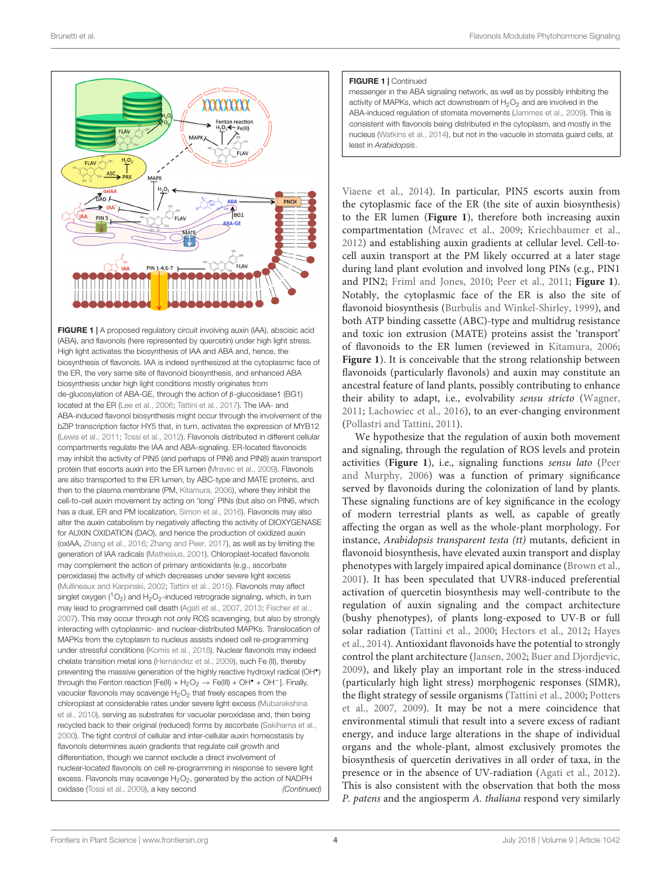**FIGURE 1** | A proposed regulatory circuit involving auxin (IAA), abscisic acid (ABA), and flavonols (here represented by quercetin) under high light stress. High light activates the biosynthesis of IAA and ABA and, hence, the biosynthesis of flavonols. IAA is indeed synthesized at the cytoplasmic face of the ER, the very same site of flavonoid biosynthesis, and enhanced ABA biosynthesis under high light conditions mostly originates from de-glucosylation of ABA-GE, through the action of β-glucosidase1 (BG1) located at the ER (Lee et al., 2006; Tattini et al., 2017). The IAA- and ABA-induced flavonol biosynthesis might occur through the involvement of the bZIP transcription factor HY5 that, in turn, activates the expression of MYB12 (Lewis et al., 2011; Tossi et al., 2012). Flavonols distributed in different cellular compartments regulate the IAA and ABA-signaling. ER-located flavonoids may inhibit the activity of PIN5 (and perhaps of PIN6 and PIN8) auxin transport protein that escorts auxin into the ER lumen (Mravec et al., 2009). Flavonols are also transported to the ER lumen, by ABC-type and MATE proteins, and then to the plasma membrane (PM, Kitamura, 2006), where they inhibit the cell-to-cell auxin movement by acting on 'long' PINs (but also on PIN6, which has a dual, ER and PM localization, Simon et al., 2016). Flavonols may also alter the auxin catabolism by negatively affecting the activity of DIOXYGENASE for AUXIN OXIDATION (DAO), and hence the production of oxidized auxin (oxIAA, Zhang et al., 2016; Zhang and Peer, 2017), as well as by limiting the generation of IAA radicals (Mathesius, 2001). Chloroplast-located flavonols may complement the action of primary antioxidants (e.g., ascorbate peroxidase) the activity of which decreases under severe light excess (Mullineaux and Karpinski, 2002; Tattini et al., 2015). Flavonols may affect singlet oxygen ($^1O_2$) and $H_2O_2$-induced retrograde signaling, which, in turn may lead to programmed cell death (Agati et al., 2007, 2013; Fischer et al., 2007). This may occur through not only ROS scavenging, but also by strongly interacting with cytoplasmic- and nuclear-distributed MAPKs. Translocation of MAPKs from the cytoplasm to nucleus assists indeed cell re-programming under stressful conditions (Komis et al., 2018). Nuclear flavonols may indeed chelate transition metal ions (Hernández et al., 2009), such Fe (II), thereby preventing the massive generation of the highly reactive hydroxyl radical ($OH^\bullet$) through the Fenton reaction [$Fe(II) + H_2O_2 \rightarrow Fe(III) + OH^\bullet + OH^-$]. Finally, vacuolar flavonols may scavenge $H_2O_2$ that freely escapes from the chloroplast at considerable rates under severe light excess (Mubarakshina et al., 2010), serving as substrates for vacuolar peroxidase and, then being recycled back to their original (reduced) forms by ascorbate (Sakihama et al., 2000). The tight control of cellular and inter-cellular auxin homeostasis by flavonols determines auxin gradients that regulate cell growth and differentiation, though we cannot exclude a direct involvement of nuclear-located flavonols on cell re-programming in response to severe light excess. Flavonols may scavenge $H_2O_2$, generated by the action of NADPH oxidase (Tossi et al., 2009), a key second messenger in the ABA signaling network, as well as by possibly inhibiting the activity of MAPKs, which act downstream of $H_2O_2$ and are involved in the ABA-induced regulation of stomata movements (Jammes et al., 2009). This is consistent with flavonols being distributed in the cytoplasm, and mostly in the nucleus (Watkins et al., 2014), but not in the vacuole in stomata guard cells, at least in *Arabidopsis*.

Viaene et al., 2014). In particular, PIN5 escorts auxin from the cytoplasmic face of the ER (the site of auxin biosynthesis) to the ER lumen (**Figure 1**), therefore both increasing auxin compartmentation (Mravec et al., 2009; Kriechbaumer et al., 2012) and establishing auxin gradients at cellular level. Cell-to-cell auxin transport at the PM likely occurred at a later stage during land plant evolution and involved long PINs (e.g., PIN1 and PIN2; Friml and Jones, 2010; Peer et al., 2011; **Figure 1**). Notably, the cytoplasmic face of the ER is also the site of flavonoid biosynthesis (Burbulis and Winkel-Shirley, 1999), and both ATP binding cassette (ABC)-type and multidrug resistance and toxic ion extrusion (MATE) proteins assist the 'transport' of flavonoids to the ER lumen (reviewed in Kitamura, 2006; **Figure 1**). It is conceivable that the strong relationship between flavonoids (particularly flavonols) and auxin may constitute an ancestral feature of land plants, possibly contributing to enhance their ability to adapt, i.e., evolvability *sensu stricto* (Wagner, 2011; Lachowiec et al., 2016), to an ever-changing environment (Pollastri and Tattini, 2011).

We hypothesize that the regulation of auxin both movement and signaling, through the regulation of ROS levels and protein activities (**Figure 1**), i.e., signaling functions *sensu lato* (Peer and Murphy, 2006) was a function of primary significance served by flavonoids during the colonization of land by plants. These signaling functions are of key significance in the ecology of modern terrestrial plants as well, as capable of greatly affecting the organ as well as the whole-plant morphology. For instance, *Arabidopsis transparent testa (tt)* mutants, deficient in flavonoid biosynthesis, have elevated auxin transport and display phenotypes with largely impaired apical dominance (Brown et al., 2001). It has been speculated that UVR8-induced preferential activation of quercetin biosynthesis may well-contribute to the regulation of auxin signaling and the compact architecture (bushy phenotypes), of plants long-exposed to UV-B or full solar radiation (Tattini et al., 2000; Hectors et al., 2012; Hayes et al., 2014). Antioxidant flavonoids have the potential to strongly control the plant architecture (Jansen, 2002; Buer and Djordjevic, 2009), and likely play an important role in the stress-induced (particularly high light stress) morphogenic responses (SIMR), the flight strategy of sessile organisms (Tattini et al., 2000; Potters et al., 2007, 2009). It may be not a mere coincidence that environmental stimuli that result into a severe excess of radiant energy, and induce large alterations in the shape of individual organs and the whole-plant, almost exclusively promotes the biosynthesis of quercetin derivatives in all order of taxa, in the presence or in the absence of UV-radiation (Agati et al., 2012). This is also consistent with the observation that both the moss *P. patens* and the angiosperm *A. thaliana* respond very similarly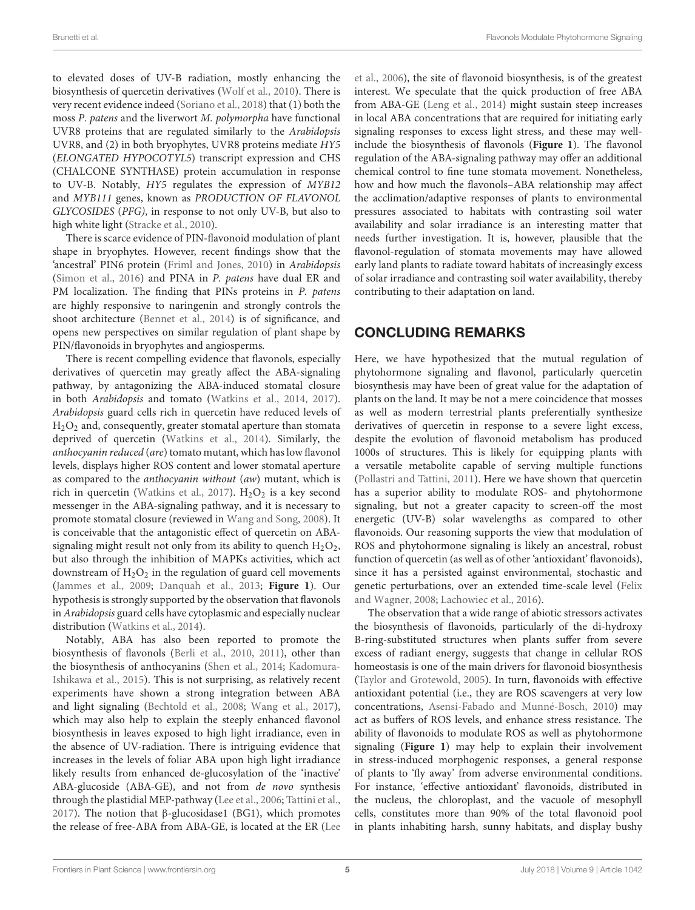to elevated doses of UV-B radiation, mostly enhancing the biosynthesis of quercetin derivatives (Wolf et al., 2010). There is very recent evidence indeed (Soriano et al., 2018) that (1) both the moss *P. patens* and the liverwort *M. polymorpha* have functional UVR8 proteins that are regulated similarly to the *Arabidopsis* UVR8, and (2) in both bryophytes, UVR8 proteins mediate *HY5* (*ELONGATED HYPOCOTYL5*) transcript expression and CHS (CHALCONE SYNTHASE) protein accumulation in response to UV-B. Notably, *HY5* regulates the expression of *MYB12* and *MYB111* genes, known as *PRODUCTION OF FLAVONOL GLYCOSIDES* (*PFG)*, in response to not only UV-B, but also to high white light (Stracke et al., 2010).

There is scarce evidence of PIN-flavonoid modulation of plant shape in bryophytes. However, recent findings show that the 'ancestral' PIN6 protein (Friml and Jones, 2010) in *Arabidopsis* (Simon et al., 2016) and PINA in *P. patens* have dual ER and PM localization. The finding that PINs proteins in *P. patens* are highly responsive to naringenin and strongly controls the shoot architecture (Bennet et al., 2014) is of significance, and opens new perspectives on similar regulation of plant shape by PIN/flavonoids in bryophytes and angiosperms.

There is recent compelling evidence that flavonols, especially derivatives of quercetin may greatly affect the ABA-signaling pathway, by antagonizing the ABA-induced stomatal closure in both *Arabidopsis* and tomato (Watkins et al., 2014, 2017). *Arabidopsis* guard cells rich in quercetin have reduced levels of $H_2O_2$ and, consequently, greater stomatal aperture than stomata deprived of quercetin (Watkins et al., 2014). Similarly, the *anthocyanin reduced* (*are*) tomato mutant, which has low flavonol levels, displays higher ROS content and lower stomatal aperture as compared to the *anthocyanin without* (*aw*) mutant, which is rich in quercetin (Watkins et al., 2017). $H_2O_2$ is a key second messenger in the ABA-signaling pathway, and it is necessary to promote stomatal closure (reviewed in Wang and Song, 2008). It is conceivable that the antagonistic effect of quercetin on ABA-signaling might result not only from its ability to quench $H_2O_2$, but also through the inhibition of MAPKs activities, which act downstream of $H_2O_2$ in the regulation of guard cell movements (Jammes et al., 2009; Danquah et al., 2013; **Figure 1**). Our hypothesis is strongly supported by the observation that flavonols in *Arabidopsis* guard cells have cytoplasmic and especially nuclear distribution (Watkins et al., 2014).

Notably, ABA has also been reported to promote the biosynthesis of flavonols (Berli et al., 2010, 2011), other than the biosynthesis of anthocyanins (Shen et al., 2014; Kadomura-Ishikawa et al., 2015). This is not surprising, as relatively recent experiments have shown a strong integration between ABA and light signaling (Bechtold et al., 2008; Wang et al., 2017), which may also help to explain the steeply enhanced flavonol biosynthesis in leaves exposed to high light irradiance, even in the absence of UV-radiation. There is intriguing evidence that increases in the levels of foliar ABA upon high light irradiance likely results from enhanced de-glucosylation of the 'inactive' ABA-glucoside (ABA-GE), and not from *de novo* synthesis through the plastidial MEP-pathway (Lee et al., 2006; Tattini et al., 2017). The notion that β-glucosidase1 (BG1), which promotes the release of free-ABA from ABA-GE, is located at the ER (Lee et al., 2006), the site of flavonoid biosynthesis, is of the greatest interest. We speculate that the quick production of free ABA from ABA-GE (Leng et al., 2014) might sustain steep increases in local ABA concentrations that are required for initiating early signaling responses to excess light stress, and these may well-include the biosynthesis of flavonols (**Figure 1**). The flavonol regulation of the ABA-signaling pathway may offer an additional chemical control to fine tune stomata movement. Nonetheless, how and how much the flavonols–ABA relationship may affect the acclimation/adaptive responses of plants to environmental pressures associated to habitats with contrasting soil water availability and solar irradiance is an interesting matter that needs further investigation. It is, however, plausible that the flavonol-regulation of stomata movements may have allowed early land plants to radiate toward habitats of increasingly excess of solar irradiance and contrasting soil water availability, thereby contributing to their adaptation on land.

## CONCLUDING REMARKS

Here, we have hypothesized that the mutual regulation of phytohormone signaling and flavonol, particularly quercetin biosynthesis may have been of great value for the adaptation of plants on the land. It may be not a mere coincidence that mosses as well as modern terrestrial plants preferentially synthesize derivatives of quercetin in response to a severe light excess, despite the evolution of flavonoid metabolism has produced 1000s of structures. This is likely for equipping plants with a versatile metabolite capable of serving multiple functions (Pollastri and Tattini, 2011). Here we have shown that quercetin has a superior ability to modulate ROS- and phytohormone signaling, but not a greater capacity to screen-off the most energetic (UV-B) solar wavelengths as compared to other flavonoids. Our reasoning supports the view that modulation of ROS and phytohormone signaling is likely an ancestral, robust function of quercetin (as well as of other 'antioxidant' flavonoids), since it has a persisted against environmental, stochastic and genetic perturbations, over an extended time-scale level (Felix and Wagner, 2008; Lachowiec et al., 2016).

The observation that a wide range of abiotic stressors activates the biosynthesis of flavonoids, particularly of the di-hydroxy B-ring-substituted structures when plants suffer from severe excess of radiant energy, suggests that change in cellular ROS homeostasis is one of the main drivers for flavonoid biosynthesis (Taylor and Grotewold, 2005). In turn, flavonoids with effective antioxidant potential (i.e., they are ROS scavengers at very low concentrations, Asensi-Fabado and Munné-Bosch, 2010) may act as buffers of ROS levels, and enhance stress resistance. The ability of flavonoids to modulate ROS as well as phytohormone signaling (**Figure 1**) may help to explain their involvement in stress-induced morphogenic responses, a general response of plants to 'fly away' from adverse environmental conditions. For instance, 'effective antioxidant' flavonoids, distributed in the nucleus, the chloroplast, and the vacuole of mesophyll cells, constitutes more than 90% of the total flavonoid pool in plants inhabiting harsh, sunny habitats, and display bushy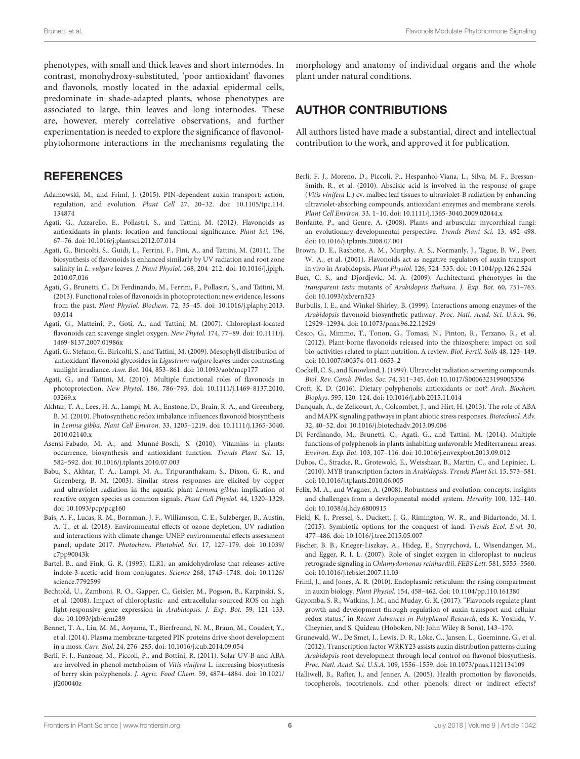phenotypes, with small and thick leaves and short internodes. In contrast, monohydroxy-substituted, 'poor antioxidant' flavones and flavonols, mostly located in the adaxial epidermal cells, predominate in shade-adapted plants, whose phenotypes are associated to large, thin leaves and long internodes. These are, however, merely correlative observations, and further experimentation is needed to explore the significance of flavonol-phytohormone interactions in the mechanisms regulating the morphology and anatomy of individual organs and the whole plant under natural conditions.

## AUTHOR CONTRIBUTIONS

All authors listed have made a substantial, direct and intellectual contribution to the work, and approved it for publication.

## REFERENCES

Adamowski, M., and Friml, J. (2015). PIN-dependent auxin transport: action, regulation, and evolution. *Plant Cell* 27, 20–32. doi: 10.1105/tpc.114.134874

Agati, G., Azzarello, E., Pollastri, S., and Tattini, M. (2012). Flavonoids as antioxidants in plants: location and functional significance. *Plant Sci.* 196, 67–76. doi: 10.1016/j.plantsci.2012.07.014

Agati, G., Biricolti, S., Guidi, L., Ferrini, F., Fini, A., and Tattini, M. (2011). The biosynthesis of flavonoids is enhanced similarly by UV radiation and root zone salinity in *L. vulgare* leaves. *J. Plant Physiol.* 168, 204–212. doi: 10.1016/j.jplph.2010.07.016

Agati, G., Brunetti, C., Di Ferdinando, M., Ferrini, F., Pollastri, S., and Tattini, M. (2013). Functional roles of flavonoids in photoprotection: new evidence, lessons from the past. *Plant Physiol. Biochem.* 72, 35–45. doi: 10.1016/j.plaphy.2013.03.014

Agati, G., Matteini, P., Goti, A., and Tattini, M. (2007). Chloroplast-located flavonoids can scavenge singlet oxygen. *New Phytol.* 174, 77–89. doi: 10.1111/j.1469-8137.2007.01986x

Agati, G., Stefano, G., Biricolti, S., and Tattini, M. (2009). Mesophyll distribution of 'antioxidant' flavonoid glycosides in *Ligustrum vulgare* leaves under contrasting sunlight irradiance. *Ann. Bot.* 104, 853–861. doi: 10.1093/aob/mcp177

Agati, G., and Tattini, M. (2010). Multiple functional roles of flavonoids in photoprotection. *New Phytol.* 186, 786–793. doi: 10.1111/j.1469-8137.2010.03269.x

Akhtar, T. A., Lees, H. A., Lampi, M. A., Enstone, D., Brain, R. A., and Greenberg, B. M. (2010). Photosynthetic redox imbalance influences flavonoid biosynthesis in *Lemna gibba*. *Plant Cell Environ.* 33, 1205–1219. doi: 10.1111/j.1365-3040.2010.02140.x

Asensi-Fabado, M. A., and Munné-Bosch, S. (2010). Vitamins in plants: occurrence, biosynthesis and antioxidant function. *Trends Plant Sci.* 15, 582–592. doi: 10.1016/j.tplants.2010.07.003

Babu, S., Akhtar, T. A., Lampi, M. A., Tripuranthakam, S., Dixon, G. R., and Greenberg, B. M. (2003). Similar stress responses are elicited by copper and ultraviolet radiation in the aquatic plant *Lemna gibba*: implication of reactive oxygen species as common signals. *Plant Cell Physiol.* 44, 1320–1329. doi: 10.1093/pcp/pcg160

Bais, A. F., Lucas, R. M., Bornman, J. F., Williamson, C. E., Sulzberger, B., Austin, A. T., et al. (2018). Environmental effects of ozone depletion, UV radiation and interactions with climate change: UNEP environmental effects assessment panel, update 2017. *Photochem. Photobiol. Sci.* 17, 127–179. doi: 10.1039/c7pp90043k

Bartel, B., and Fink, G. R. (1995). ILR1, an amidohydrolase that releases active indole-3-acetic acid from conjugates. *Science* 268, 1745–1748. doi: 10.1126/science.7792599

Bechtold, U., Zamboni, R. O., Gapper, C., Geisler, M., Pogson, B., Karpinski, S., et al. (2008). Impact of chloroplastic- and extracellular-sourced ROS on high light-responsive gene expression in *Arabidopsis*. *J. Exp. Bot.* 59, 121–133. doi: 10.1093/jxb/erm289

Bennet, T. A., Liu, M. M., Aoyama, T., Bierfreund, N. M., Braun, M., Coudert, Y., et al. (2014). Plasma membrane-targeted PIN proteins drive shoot development in a moss. *Curr. Biol.* 24, 276–285. doi: 10.1016/j.cub.2014.09.054

Berli, F. J., Fanzone, M., Piccoli, P., and Bottini, R. (2011). Solar UV-B and ABA are involved in phenol metabolism of *Vitis vinifera* L. increasing biosynthesis of berry skin polyphenols. *J. Agric. Food Chem.* 59, 4874–4884. doi: 10.1021/jf200040z

Berli, F. J., Moreno, D., Piccoli, P., Hespanhol-Viana, L., Silva, M. F., Bressan-Smith, R., et al. (2010). Abscisic acid is involved in the response of grape (*Vitis vinifera* L.) cv. malbec leaf tissues to ultraviolet-B radiation by enhancing ultraviolet-absorbing compounds, antioxidant enzymes and membrane sterols. *Plant Cell Environ.* 33, 1–10. doi: 10.1111/j.1365-3040.2009.02044.x

Bonfante, P., and Genre, A. (2008). Plants and arbuscular mycorrhizal fungi: an evolutionary-developmental perspective. *Trends Plant Sci.* 13, 492–498. doi: 10.1016/j.tplants.2008.07.001

Brown, D. E., Rashotte, A. M., Murphy, A. S., Normanly, J., Tague, B. W., Peer, W. A., et al. (2001). Flavonoids act as negative regulators of auxin transport in vivo in Arabidopsis. *Plant Physiol.* 126, 524–535. doi: 10.1104/pp.126.2.524

Buer, C. S., and Djordjevic, M. A. (2009). Architectural phenotypes in the *transparent testa* mutants of *Arabidopsis thaliana*. *J. Exp. Bot.* 60, 751–763. doi: 10.1093/jxb/ern323

Burbulis, I. E., and Winkel-Shirley, B. (1999). Interactions among enzymes of the *Arabidopsis* flavonoid biosynthetic pathway. *Proc. Natl. Acad. Sci. U.S.A.* 96, 12929–12934. doi: 10.1073/pnas.96.22.12929

Cesco, G., Mimmo, T., Tonon, G., Tomasi, N., Pinton, R., Terzano, R., et al. (2012). Plant-borne flavonoids released into the rhizosphere: impact on soil bio-activities related to plant nutrition. A review. *Biol. Fertil. Soils* 48, 123–149. doi: 10.1007/s00374-011-0653-2

Cockell, C. S., and Knowland, J. (1999). Ultraviolet radiation screening compounds. *Biol. Rev. Camb. Philos. Soc.* 74, 311–345. doi: 10.1017/S0006323199005356

Croft, K. D. (2016). Dietary polyphenols: antioxidants or not? *Arch. Biochem. Biophys.* 595, 120–124. doi: 10.1016/j.abb.2015.11.014

Danquah, A., de Zelicourt, A., Colcombet, J., and Hirt, H. (2013). The role of ABA and MAPK signaling pathways in plant abiotic stress responses. *Biotechnol. Adv.* 32, 40–52. doi: 10.1016/j.biotechadv.2013.09.006

Di Ferdinando, M., Brunetti, C., Agati, G., and Tattini, M. (2014). Multiple functions of polyphenols in plants inhabiting unfavorable Mediterranean areas. *Environ. Exp. Bot.* 103, 107–116. doi: 10.1016/j.envexpbot.2013.09.012

Dubos, C., Stracke, R., Grotewold, E., Weisshaar, B., Martin, C., and Lepiniec, L. (2010). MYB transcription factors in *Arabidopsis*. *Trends Plant Sci.* 15, 573–581. doi: 10.1016/j.tplants.2010.06.005

Felix, M. A., and Wagner, A. (2008). Robustness and evolution: concepts, insights and challenges from a developmental model system. *Heredity* 100, 132–140. doi: 10.1038/sj.hdy.6800915

Field, K. J., Pressel, S., Duckett, J. G., Rimington, W. R., and Bidartondo, M. I. (2015). Symbiotic options for the conquest of land. *Trends Ecol. Evol.* 30, 477–486. doi: 10.1016/j.tree.2015.05.007

Fischer, B. B., Krieger-Liszkay, A., Hideg, E., Snyrychová, I., Wisendanger, M., and Egger, R. I. L. (2007). Role of singlet oxygen in chloroplast to nucleus retrograde signaling in *Chlamydomonas reinhardtii*. *FEBS Lett.* 581, 5555–5560. doi: 10.1016/j.febslet.2007.11.03

Friml, J., and Jones, A. R. (2010). Endoplasmic reticulum: the rising compartment in auxin biology. *Plant Physiol.* 154, 458–462. doi: 10.1104/pp.110.161380

Gayomba, S. R., Watkins, J. M., and Muday, G. K. (2017). "Flavonols regulate plant growth and development through regulation of auxin transport and cellular redox status," in *Recent Advances in Polyphenol Research*, eds K. Yoshida, V. Cheynier, and S. Quideau (Hoboken, NJ: John Wiley & Sons), 143–170.

Grunewald, W., De Smet, I., Lewis, D. R., Löke, C., Jansen, L., Goeminne, G., et al. (2012). Transcription factor WRKY23 assists auxin distribution patterns during *Arabidopsis* root development through local control on flavonol biosynthesis. *Proc. Natl. Acad. Sci. U.S.A.* 109, 1556–1559. doi: 10.1073/pnas.1121134109

Halliwell, B., Rafter, J., and Jenner, A. (2005). Health promotion by flavonoids, tocopherols, tocotrienols, and other phenols: direct or indirect effects?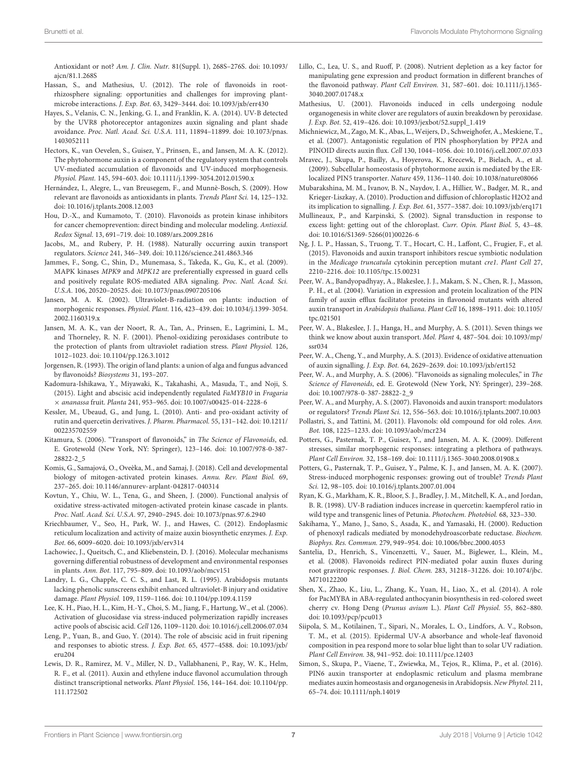Antioxidant or not? Am. J. Clin. Nutr. 81(Suppl. 1), 268S–276S. doi: 10.1093/ajcn/81.1.268S

Hassan, S., and Mathesius, U. (2012). The role of flavonoids in root-rhizosphere signaling: opportunities and challenges for improving plant-microbe interactions. J. Exp. Bot. 63, 3429–3444. doi: 10.1093/jxb/err430

Hayes, S., Velanis, C. N., Jenking, G. I., and Franklin, K. A. (2014). UV-B detected by the UVR8 photoreceptor antagonizes auxin signaling and plant shade avoidance. Proc. Natl. Acad. Sci. U.S.A. 111, 11894–11899. doi: 10.1073/pnas.1403052111

Hectors, K., van Oevelen, S., Guisez, Y., Prinsen, E., and Jansen, M. A. K. (2012). The phytohormone auxin is a component of the regulatory system that controls UV-mediated accumulation of flavonoids and UV-induced morphogenesis. Physiol. Plant. 145, 594–603. doi: 10.1111/j.1399-3054.2012.01590.x

Hernández, I., Alegre, L., van Breusegem, F., and Munnè-Bosch, S. (2009). How relevant are flavonoids as antioxidants in plants. Trends Plant Sci. 14, 125–132. doi: 10.1016/j.tplants.2008.12.003

Hou, D.-X., and Kumamoto, T. (2010). Flavonoids as protein kinase inhibitors for cancer chemoprevention: direct binding and molecular modeling. Antioxid. Redox Signal. 13, 691–719. doi: 10.1089/ars.2009.2816

Jacobs, M., and Rubery, P. H. (1988). Naturally occurring auxin transport regulators. Science 241, 346–349. doi: 10.1126/science.241.4863.346

Jammes, F., Song, C., Shin, D., Munemasa, S., Takeda, K., Gu, K., et al. (2009). MAPK kinases MPK9 and MPK12 are preferentially expressed in guard cells and positively regulate ROS-mediated ABA signaling. Proc. Natl. Acad. Sci. U.S.A. 106, 20520–20525. doi: 10.1073/pnas.0907205106

Jansen, M. A. K. (2002). Ultraviolet-B-radiation on plants: induction of morphogenic responses. Physiol. Plant. 116, 423–439. doi: 10.1034/j.1399-3054.2002.1160319.x

Jansen, M. A. K., van der Noort, R. A., Tan, A., Prinsen, E., Lagrimini, L. M., and Thorneley, R. N. F. (2001). Phenol-oxidizing peroxidases contribute to the protection of plants from ultraviolet radiation stress. Plant Physiol. 126, 1012–1023. doi: 10.1104/pp.126.3.1012

Jorgensen, R. (1993). The origin of land plants: a union of alga and fungus advanced by flavonoids? Biosystems 31, 193–207.

Kadomura-Ishikawa, Y., Miyawaki, K., Takahashi, A., Masuda, T., and Noji, S. (2015). Light and abscisic acid independently regulated FaMYB10 in Fragaria × ananassa fruit. Planta 241, 953–965. doi: 10.1007/s00425-014-2228-6

Kessler, M., Ubeaud, G., and Jung, L. (2010). Anti- and pro-oxidant activity of rutin and quercetin derivatives. J. Pharm. Pharmacol. 55, 131–142. doi: 10.1211/002235702559

Kitamura, S. (2006). "Transport of flavonoids," in The Science of Flavonoids, ed. E. Grotewold (New York, NY: Springer), 123–146. doi: 10.1007/978-0-387-28822-2_5

Komis, G., Samajová, O., Ovečka, M., and Samaj, J. (2018). Cell and developmental biology of mitogen-activated protein kinases. Annu. Rev. Plant Biol. 69, 237–265. doi: 10.1146/annurev-arplant-042817-040314

Kovtun, Y., Chiu, W. L., Tena, G., and Sheen, J. (2000). Functional analysis of oxidative stress-activated mitogen-activated protein kinase cascade in plants. Proc. Natl. Acad. Sci. U.S.A. 97, 2940–2945. doi: 10.1073/pnas.97.6.2940

Kriechbaumer, V., Seo, H., Park, W. J., and Hawes, C. (2012). Endoplasmic reticulum localization and activity of maize auxin biosynthetic enzymes. J. Exp. Bot. 66, 6009–6020. doi: 10.1093/jxb/erv314

Lachowiec, J., Queitsch, C., and Kliebenstein, D. J. (2016). Molecular mechanisms governing differential robustness of development and environmental responses in plants. Ann. Bot. 117, 795–809. doi: 10.1093/aob/mcv151

Landry, L. G., Chapple, C. C. S., and Last, R. L. (1995). Arabidopsis mutants lacking phenolic sunscreens exhibit enhanced ultraviolet-B injury and oxidative damage. Plant Physiol. 109, 1159–1166. doi: 10.1104/pp.109.4.1159

Lee, K. H., Piao, H. L., Kim, H.-Y., Choi, S. M., Jiang, F., Hartung, W., et al. (2006). Activation of glucosidase via stress-induced polymerization rapidly increases active pools of abscisic acid. Cell 126, 1109–1120. doi: 10.1016/j.cell.2006.07.034

Leng, P., Yuan, B., and Guo, Y. (2014). The role of abscisic acid in fruit ripening and responses to abiotic stress. J. Exp. Bot. 65, 4577–4588. doi: 10.1093/jxb/eru204

Lewis, D. R., Ramirez, M. V., Miller, N. D., Vallabhaneni, P., Ray, W. K., Helm, R. F., et al. (2011). Auxin and ethylene induce flavonol accumulation through distinct transcriptional networks. Plant Physiol. 156, 144–164. doi: 10.1104/pp.111.172502

Lillo, C., Lea, U. S., and Ruoff, P. (2008). Nutrient depletion as a key factor for manipulating gene expression and product formation in different branches of the flavonoid pathway. Plant Cell Environ. 31, 587–601. doi: 10.1111/j.1365-3040.2007.01748.x

Mathesius, U. (2001). Flavonoids induced in cells undergoing nodule organogenesis in white clover are regulators of auxin breakdown by peroxidase. J. Exp. Bot. 52, 419–426. doi: 10.1093/jexbot/52.suppl_1.419

Michniewicz, M., Zago, M. K., Abas, L., Weijers, D., Schweighofer, A., Meskiene, T., et al. (2007). Antagonistic regulation of PIN phosphorylation by PP2A and PINOID directs auxin flux. Cell 130, 1044–1056. doi: 10.1016/j.cell.2007.07.033

Mravec, J., Skupa, P., Bailly, A., Hoyerova, K., Krecewk, P., Bielach, A., et al. (2009). Subcellular homeostasis of phytohormone auxin is mediated by the ER-localized PIN5 transporter. Nature 459, 1136–1140. doi: 10.1038/nature08066

Mubarakshina, M. M., Ivanov, B. N., Naydov, I. A., Hillier, W., Badger, M. R., and Krieger-Liszkay, A. (2010). Production and diffusion of chloroplastic H2O2 and its implication to signalling. J. Exp. Bot. 61, 3577–3587. doi: 10.1093/jxb/erq171

Mullineaux, P., and Karpinski, S. (2002). Signal transduction in response to excess light: getting out of the chloroplast. Curr. Opin. Plant Biol. 5, 43–48. doi: 10.1016/S1369-5266(01)00226-6

Ng, J. L. P., Hassan, S., Truong, T. T., Hocart, C. H., Laffont, C., Frugier, F., et al. (2015). Flavonoids and auxin transport inhibitors rescue symbiotic nodulation in the Medicago truncatula cytokinin perception mutant cre1. Plant Cell 27, 2210–2216. doi: 10.1105/tpc.15.00231

Peer, W. A., Bandyopadhyay, A., Blakeslee, J. J., Makam, S. N., Chen, R. J., Masson, P. H., et al. (2004). Variation in expression and protein localization of the PIN family of auxin efflux facilitator proteins in flavonoid mutants with altered auxin transport in Arabidopsis thaliana. Plant Cell 16, 1898–1911. doi: 10.1105/tpc.021501

Peer, W. A., Blakeslee, J. J., Hanga, H., and Murphy, A. S. (2011). Seven things we think we know about auxin transport. Mol. Plant 4, 487–504. doi: 10.1093/mp/ssr034

Peer, W. A., Cheng, Y., and Murphy, A. S. (2013). Evidence of oxidative attenuation of auxin signalling. J. Exp. Bot. 64, 2629–2639. doi: 10.1093/jxb/ert152

Peer, W. A., and Murphy, A. S. (2006). "Flavonoids as signaling molecules," in The Science of Flavonoids, ed. E. Grotewold (New York, NY: Springer), 239–268. doi: 10.1007/978-0-387-28822-2_9

Peer, W. A., and Murphy, A. S. (2007). Flavonoids and auxin transport: modulators or regulators? Trends Plant Sci. 12, 556–563. doi: 10.1016/j.tplants.2007.10.003

Pollastri, S., and Tattini, M. (2011). Flavonols: old compound for old roles. Ann. Bot. 108, 1225–1233. doi: 10.1093/aob/mcr234

Potters, G., Pasternak, T. P., Guisez, Y., and Jansen, M. A. K. (2009). Different stresses, similar morphogenic responses: integrating a plethora of pathways. Plant Cell Environ. 32, 158–169. doi: 10.1111/j.1365-3040.2008.01908.x

Potters, G., Pasternak, T. P., Guisez, Y., Palme, K. J., and Jansen, M. A. K. (2007). Stress-induced morphogenic responses: growing out of trouble? Trends Plant Sci. 12, 98–105. doi: 10.1016/j.tplants.2007.01.004

Ryan, K. G., Markham, K. R., Bloor, S. J., Bradley, J. M., Mitchell, K. A., and Jordan, B. R. (1998). UV-B radiation induces increase in quercetin: kaempferol ratio in wild type and transgenic lines of Petunia. Photochem. Photobiol. 68, 323–330.

Sakihama, Y., Mano, J., Sano, S., Asada, K., and Yamasaki, H. (2000). Reduction of phenoxyl radicals mediated by monodehydroascorbate reductase. Biochem. Biophys. Res. Commun. 279, 949–954. doi: 10.1006/bbrc.2000.4053

Santelia, D., Henrich, S., Vincenzetti, V., Sauer, M., Biglewer, L., Klein, M., et al. (2008). Flavonoids redirect PIN-mediated polar auxin fluxes during root gravitropic responses. J. Biol. Chem. 283, 31218–31226. doi: 10.1074/jbc.M710122200

Shen, X., Zhao, K., Liu, L., Zhang, K., Yuan, H., Liao, X., et al. (2014). A role for PacMYBA in ABA-regulated anthocyanin biosynthesis in red-colored sweet cherry cv. Hong Deng (Prunus avium L.). Plant Cell Physiol. 55, 862–880. doi: 10.1093/pcp/pcu013

Siipola, S. M., Kotilainen, T., Sipari, N., Morales, L. O., Lindfors, A. V., Robson, T. M., et al. (2015). Epidermal UV-A absorbance and whole-leaf flavonoid composition in pea respond more to solar blue light than to solar UV radiation. Plant Cell Environ. 38, 941–952. doi: 10.1111/pce.12403

Simon, S., Skupa, P., Viaene, T., Zwiewka, M., Tejos, R., Klíma, P., et al. (2016). PIN6 auxin transporter at endoplasmic reticulum and plasma membrane mediates auxin homeostasis and organogenesis in Arabidopsis. New Phytol. 211, 65–74. doi: 10.1111/nph.14019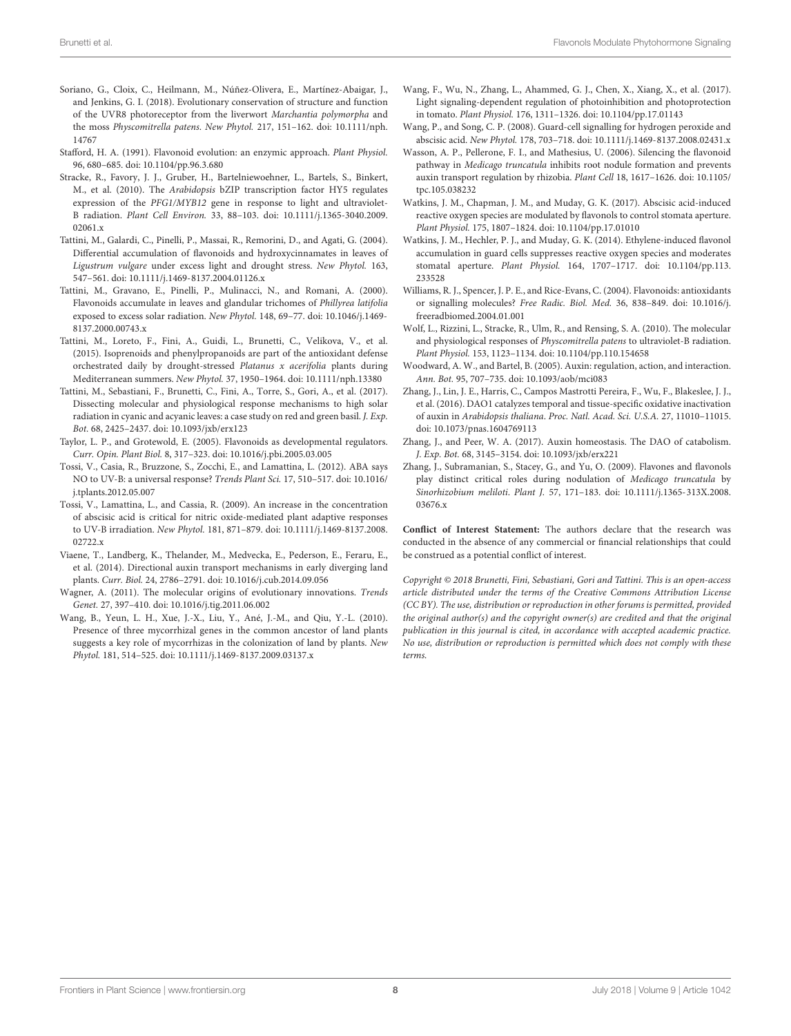Soriano, G., Cloix, C., Heilmann, M., Núñez-Olivera, E., Martínez-Abaigar, J., and Jenkins, G. I. (2018). Evolutionary conservation of structure and function of the UVR8 photoreceptor from the liverwort *Marchantia polymorpha* and the moss *Physcomitrella patens*. *New Phytol.* 217, 151–162. doi: 10.1111/nph.14767

Stafford, H. A. (1991). Flavonoid evolution: an enzymic approach. *Plant Physiol.* 96, 680–685. doi: 10.1104/pp.96.3.680

Stracke, R., Favory, J. J., Gruber, H., Bartelniewoehner, L., Bartels, S., Binkert, M., et al. (2010). The *Arabidopsis* bZIP transcription factor HY5 regulates expression of the *PFG1/MYB12* gene in response to light and ultraviolet-B radiation. *Plant Cell Environ.* 33, 88–103. doi: 10.1111/j.1365-3040.2009.02061.x

Tattini, M., Galardi, C., Pinelli, P., Massai, R., Remorini, D., and Agati, G. (2004). Differential accumulation of flavonoids and hydroxycinnamates in leaves of *Ligustrum vulgare* under excess light and drought stress. *New Phytol.* 163, 547–561. doi: 10.1111/j.1469-8137.2004.01126.x

Tattini, M., Gravano, E., Pinelli, P., Mulinacci, N., and Romani, A. (2000). Flavonoids accumulate in leaves and glandular trichomes of *Phillyrea latifolia* exposed to excess solar radiation. *New Phytol.* 148, 69–77. doi: 10.1046/j.1469-8137.2000.00743.x

Tattini, M., Loreto, F., Fini, A., Guidi, L., Brunetti, C., Velikova, V., et al. (2015). Isoprenoids and phenylpropanoids are part of the antioxidant defense orchestrated daily by drought-stressed *Platanus x acerifolia* plants during Mediterranean summers. *New Phytol.* 37, 1950–1964. doi: 10.1111/nph.13380

Tattini, M., Sebastiani, F., Brunetti, C., Fini, A., Torre, S., Gori, A., et al. (2017). Dissecting molecular and physiological response mechanisms to high solar radiation in cyanic and acyanic leaves: a case study on red and green basil. *J. Exp. Bot.* 68, 2425–2437. doi: 10.1093/jxb/erx123

Taylor, L. P., and Grotewold, E. (2005). Flavonoids as developmental regulators. *Curr. Opin. Plant Biol.* 8, 317–323. doi: 10.1016/j.pbi.2005.03.005

Tossi, V., Casia, R., Bruzzone, S., Zocchi, E., and Lamattina, L. (2012). ABA says NO to UV-B: a universal response? *Trends Plant Sci.* 17, 510–517. doi: 10.1016/j.tplants.2012.05.007

Tossi, V., Lamattina, L., and Cassia, R. (2009). An increase in the concentration of abscisic acid is critical for nitric oxide-mediated plant adaptive responses to UV-B irradiation. *New Phytol.* 181, 871–879. doi: 10.1111/j.1469-8137.2008.02722.x

Viaene, T., Landberg, K., Thelander, M., Medvecka, E., Pederson, E., Feraru, E., et al. (2014). Directional auxin transport mechanisms in early diverging land plants. *Curr. Biol.* 24, 2786–2791. doi: 10.1016/j.cub.2014.09.056

Wagner, A. (2011). The molecular origins of evolutionary innovations. *Trends Genet.* 27, 397–410. doi: 10.1016/j.tig.2011.06.002

Wang, B., Yeun, L. H., Xue, J.-X., Liu, Y., Ané, J.-M., and Qiu, Y.-L. (2010). Presence of three mycorrhizal genes in the common ancestor of land plants suggests a key role of mycorrhizas in the colonization of land by plants. *New Phytol.* 181, 514–525. doi: 10.1111/j.1469-8137.2009.03137.x

Wang, F., Wu, N., Zhang, L., Ahammed, G. J., Chen, X., Xiang, X., et al. (2017). Light signaling-dependent regulation of photoinhibition and photoprotection in tomato. *Plant Physiol.* 176, 1311–1326. doi: 10.1104/pp.17.01143

Wang, P., and Song, C. P. (2008). Guard-cell signalling for hydrogen peroxide and abscisic acid. *New Phytol.* 178, 703–718. doi: 10.1111/j.1469-8137.2008.02431.x

Wasson, A. P., Pellerone, F. I., and Mathesius, U. (2006). Silencing the flavonoid pathway in *Medicago truncatula* inhibits root nodule formation and prevents auxin transport regulation by rhizobia. *Plant Cell* 18, 1617–1626. doi: 10.1105/tpc.105.038232

Watkins, J. M., Chapman, J. M., and Muday, G. K. (2017). Abscisic acid-induced reactive oxygen species are modulated by flavonols to control stomata aperture. *Plant Physiol.* 175, 1807–1824. doi: 10.1104/pp.17.01010

Watkins, J. M., Hechler, P. J., and Muday, G. K. (2014). Ethylene-induced flavonol accumulation in guard cells suppresses reactive oxygen species and moderates stomatal aperture. *Plant Physiol.* 164, 1707–1717. doi: 10.1104/pp.113.233528

Williams, R. J., Spencer, J. P. E., and Rice-Evans, C. (2004). Flavonoids: antioxidants or signalling molecules? *Free Radic. Biol. Med.* 36, 838–849. doi: 10.1016/j.freeradbiomed.2004.01.001

Wolf, L., Rizzini, L., Stracke, R., Ulm, R., and Rensing, S. A. (2010). The molecular and physiological responses of *Physcomitrella patens* to ultraviolet-B radiation. *Plant Physiol.* 153, 1123–1134. doi: 10.1104/pp.110.154658

Woodward, A. W., and Bartel, B. (2005). Auxin: regulation, action, and interaction. *Ann. Bot.* 95, 707–735. doi: 10.1093/aob/mci083

Zhang, J., Lin, J. E., Harris, C., Campos Mastrotti Pereira, F., Wu, F., Blakeslee, J. J., et al. (2016). DAO1 catalyzes temporal and tissue-specific oxidative inactivation of auxin in *Arabidopsis thaliana*. *Proc. Natl. Acad. Sci. U.S.A.* 27, 11010–11015. doi: 10.1073/pnas.1604769113

Zhang, J., and Peer, W. A. (2017). Auxin homeostasis. The DAO of catabolism. *J. Exp. Bot.* 68, 3145–3154. doi: 10.1093/jxb/erx221

Zhang, J., Subramanian, S., Stacey, G., and Yu, O. (2009). Flavones and flavonols play distinct critical roles during nodulation of *Medicago truncatula* by *Sinorhizobium meliloti*. *Plant J.* 57, 171–183. doi: 10.1111/j.1365-313X.2008.03676.x

**Conflict of Interest Statement:** The authors declare that the research was conducted in the absence of any commercial or financial relationships that could be construed as a potential conflict of interest.

*Copyright © 2018 Brunetti, Fini, Sebastiani, Gori and Tattini. This is an open-access article distributed under the terms of the Creative Commons Attribution License (CC BY). The use, distribution or reproduction in other forums is permitted, provided the original author(s) and the copyright owner(s) are credited and that the original publication in this journal is cited, in accordance with accepted academic practice. No use, distribution or reproduction is permitted which does not comply with these terms.*